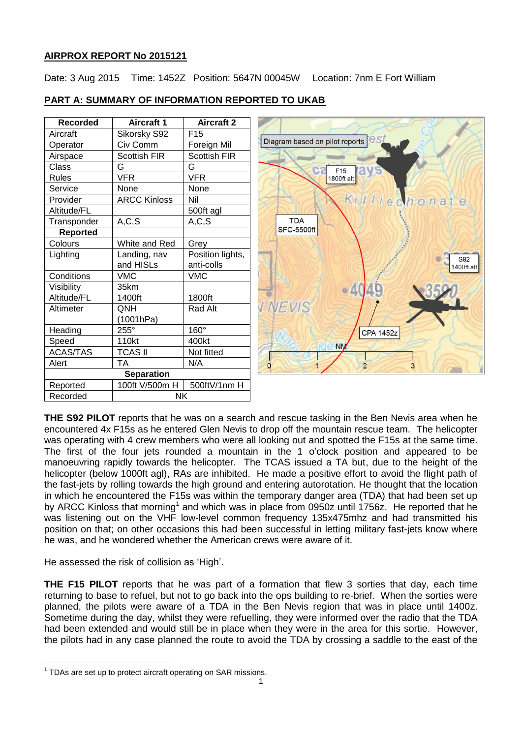**AIRPROX REPORT No 2015121**

Date: 3 Aug 2015 Time: 1452Z Position: 5647N 00045W Location: 7nm E Fort William

**PART A: SUMMARY OF INFORMATION REPORTED TO UKAB**

| Recorded | Aircraft 1 | Aircraft 2 |
|---|---|---|
| Aircraft | Sikorsky S92 | F15 |
| Operator | Civ Comm | Foreign Mil |
| Airspace | Scottish FIR | Scottish FIR |
| Class | G | G |
| Rules | VFR | VFR |
| Service | None | None |
| Provider | ARCC Kinloss | Nil |
| Altitude/FL | | 500ft agl |
| Transponder | A,C,S | A,C,S |
| **Reported** | | |
| Colours | White and Red | Grey |
| Lighting | Landing, nav and HISLs | Position lights, anti-colls |
| Conditions | VMC | VMC |
| Visibility | 35km | |
| Altitude/FL | 1400ft | 1800ft |
| Altimeter | QNH (1001hPa) | Rad Alt |
| Heading | 255° | 160° |
| Speed | 110kt | 400kt |
| ACAS/TAS | TCAS II | Not fitted |
| Alert | TA | N/A |
| **Separation** | | |
| Reported | 100ft V/500m H | 500ftV/1nm H |
| Recorded | NK | |

Diagram based on pilot reports

**THE S92 PILOT** reports that he was on a search and rescue tasking in the Ben Nevis area when he encountered 4x F15s as he entered Glen Nevis to drop off the mountain rescue team. The helicopter was operating with 4 crew members who were all looking out and spotted the F15s at the same time. The first of the four jets rounded a mountain in the 1 o'clock position and appeared to be manoeuvring rapidly towards the helicopter. The TCAS issued a TA but, due to the height of the helicopter (below 1000ft agl), RAs are inhibited. He made a positive effort to avoid the flight path of the fast-jets by rolling towards the high ground and entering autorotation. He thought that the location in which he encountered the F15s was within the temporary danger area (TDA) that had been set up by ARCC Kinloss that morning[1] and which was in place from 0950z until 1756z. He reported that he was listening out on the VHF low-level common frequency 135x475mhz and had transmitted his position on that; on other occasions this had been successful in letting military fast-jets know where he was, and he wondered whether the American crews were aware of it.

He assessed the risk of collision as 'High'.

**THE F15 PILOT** reports that he was part of a formation that flew 3 sorties that day, each time returning to base to refuel, but not to go back into the ops building to re-brief. When the sorties were planned, the pilots were aware of a TDA in the Ben Nevis region that was in place until 1400z. Sometime during the day, whilst they were refuelling, they were informed over the radio that the TDA had been extended and would still be in place when they were in the area for this sortie. However, the pilots had in any case planned the route to avoid the TDA by crossing a saddle to the east of the

[1] TDAs are set up to protect aircraft operating on SAR missions.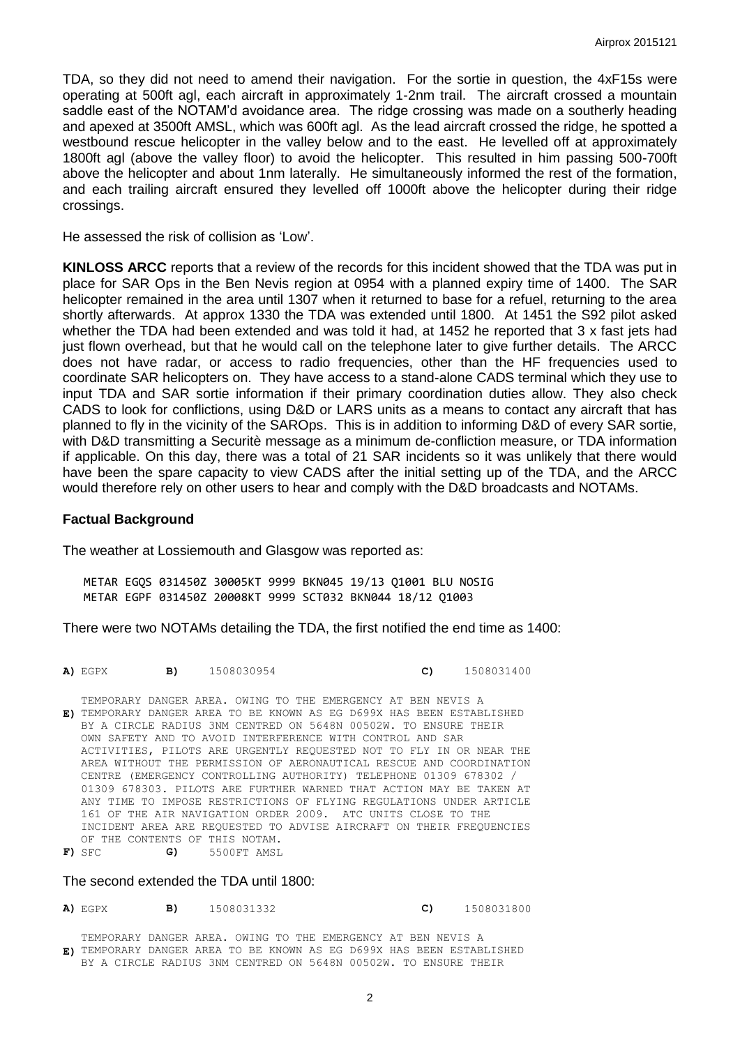TDA, so they did not need to amend their navigation. For the sortie in question, the 4xF15s were operating at 500ft agl, each aircraft in approximately 1-2nm trail. The aircraft crossed a mountain saddle east of the NOTAM'd avoidance area. The ridge crossing was made on a southerly heading and apexed at 3500ft AMSL, which was 600ft agl. As the lead aircraft crossed the ridge, he spotted a westbound rescue helicopter in the valley below and to the east. He levelled off at approximately 1800ft agl (above the valley floor) to avoid the helicopter. This resulted in him passing 500-700ft above the helicopter and about 1nm laterally. He simultaneously informed the rest of the formation, and each trailing aircraft ensured they levelled off 1000ft above the helicopter during their ridge crossings.

He assessed the risk of collision as 'Low'.

**KINLOSS ARCC** reports that a review of the records for this incident showed that the TDA was put in place for SAR Ops in the Ben Nevis region at 0954 with a planned expiry time of 1400. The SAR helicopter remained in the area until 1307 when it returned to base for a refuel, returning to the area shortly afterwards. At approx 1330 the TDA was extended until 1800. At 1451 the S92 pilot asked whether the TDA had been extended and was told it had, at 1452 he reported that 3 x fast jets had just flown overhead, but that he would call on the telephone later to give further details. The ARCC does not have radar, or access to radio frequencies, other than the HF frequencies used to coordinate SAR helicopters on. They have access to a stand-alone CADS terminal which they use to input TDA and SAR sortie information if their primary coordination duties allow. They also check CADS to look for conflictions, using D&D or LARS units as a means to contact any aircraft that has planned to fly in the vicinity of the SAROps. This is in addition to informing D&D of every SAR sortie, with D&D transmitting a Securitè message as a minimum de-confliction measure, or TDA information if applicable. On this day, there was a total of 21 SAR incidents so it was unlikely that there would have been the spare capacity to view CADS after the initial setting up of the TDA, and the ARCC would therefore rely on other users to hear and comply with the D&D broadcasts and NOTAMs.

## Factual Background

The weather at Lossiemouth and Glasgow was reported as:

```
METAR EGQS 031450Z 30005KT 9999 BKN045 19/13 Q1001 BLU NOSIG
METAR EGPF 031450Z 20008KT 9999 SCT032 BKN044 18/12 Q1003
```

There were two NOTAMs detailing the TDA, the first notified the end time as 1400:

```
A) EGPX        B)    1508030954                    C)    1508031400

   TEMPORARY DANGER AREA. OWING TO THE EMERGENCY AT BEN NEVIS A
E) TEMPORARY DANGER AREA TO BE KNOWN AS EG D699X HAS BEEN ESTABLISHED
   BY A CIRCLE RADIUS 3NM CENTRED ON 5648N 00502W. TO ENSURE THEIR
   OWN SAFETY AND TO AVOID INTERFERENCE WITH CONTROL AND SAR
   ACTIVITIES, PILOTS ARE URGENTLY REQUESTED NOT TO FLY IN OR NEAR THE
   AREA WITHOUT THE PERMISSION OF AERONAUTICAL RESCUE AND COORDINATION
   CENTRE (EMERGENCY CONTROLLING AUTHORITY) TELEPHONE 01309 678302 /
   01309 678303. PILOTS ARE FURTHER WARNED THAT ACTION MAY BE TAKEN AT
   ANY TIME TO IMPOSE RESTRICTIONS OF FLYING REGULATIONS UNDER ARTICLE
   161 OF THE AIR NAVIGATION ORDER 2009. ATC UNITS CLOSE TO THE
   INCIDENT AREA ARE REQUESTED TO ADVISE AIRCRAFT ON THEIR FREQUENCIES
   OF THE CONTENTS OF THIS NOTAM.
F) SFC         G)    5500FT AMSL
```

The second extended the TDA until 1800:

```
A) EGPX        B)    1508031332                    C)    1508031800

   TEMPORARY DANGER AREA. OWING TO THE EMERGENCY AT BEN NEVIS A
E) TEMPORARY DANGER AREA TO BE KNOWN AS EG D699X HAS BEEN ESTABLISHED
   BY A CIRCLE RADIUS 3NM CENTRED ON 5648N 00502W. TO ENSURE THEIR
```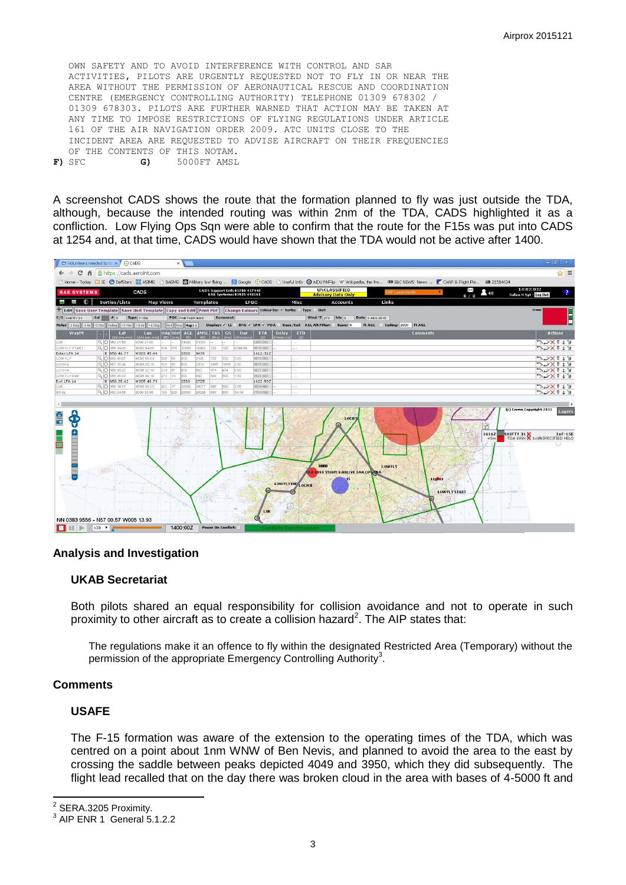```
OWN SAFETY AND TO AVOID INTERFERENCE WITH CONTROL AND SAR
ACTIVITIES, PILOTS ARE URGENTLY REQUESTED NOT TO FLY IN OR NEAR THE
AREA WITHOUT THE PERMISSION OF AERONAUTICAL RESCUE AND COORDINATION
CENTRE (EMERGENCY CONTROLLING AUTHORITY) TELEPHONE 01309 678302 /
01309 678303. PILOTS ARE FURTHER WARNED THAT ACTION MAY BE TAKEN AT
ANY TIME TO IMPOSE RESTRICTIONS OF FLYING REGULATIONS UNDER ARTICLE
161 OF THE AIR NAVIGATION ORDER 2009. ATC UNITS CLOSE TO THE
INCIDENT AREA ARE REQUESTED TO ADVISE AIRCRAFT ON THEIR FREQUENCIES
OF THE CONTENTS OF THIS NOTAM.
F) SFC          G)      5000FT AMSL
```

A screenshot CADS shows the route that the formation planned to fly was just outside the TDA, although, because the intended routing was within 2nm of the TDA, CADS highlighted it as a confliction. Low Flying Ops Sqn were able to confirm that the route for the F15s was put into CADS at 1254 and, at that time, CADS would have shown that the TDA would not be active after 1400.

## Analysis and Investigation

### UKAB Secretariat

Both pilots shared an equal responsibility for collision avoidance and not to operate in such proximity to other aircraft as to create a collision hazard[2]. The AIP states that:

> The regulations make it an offence to fly within the designated Restricted Area (Temporary) without the permission of the appropriate Emergency Controlling Authority[3].

## Comments

### USAFE

The F-15 formation was aware of the extension to the operating times of the TDA, which was centred on a point about 1nm WNW of Ben Nevis, and planned to avoid the area to the east by crossing the saddle between peaks depicted 4049 and 3950, which they did subsequently. The flight lead recalled that on the day there was broken cloud in the area with bases of 4-5000 ft and

---

[2] SERA.3205 Proximity.

[3] AIP ENR 1 General 5.1.2.2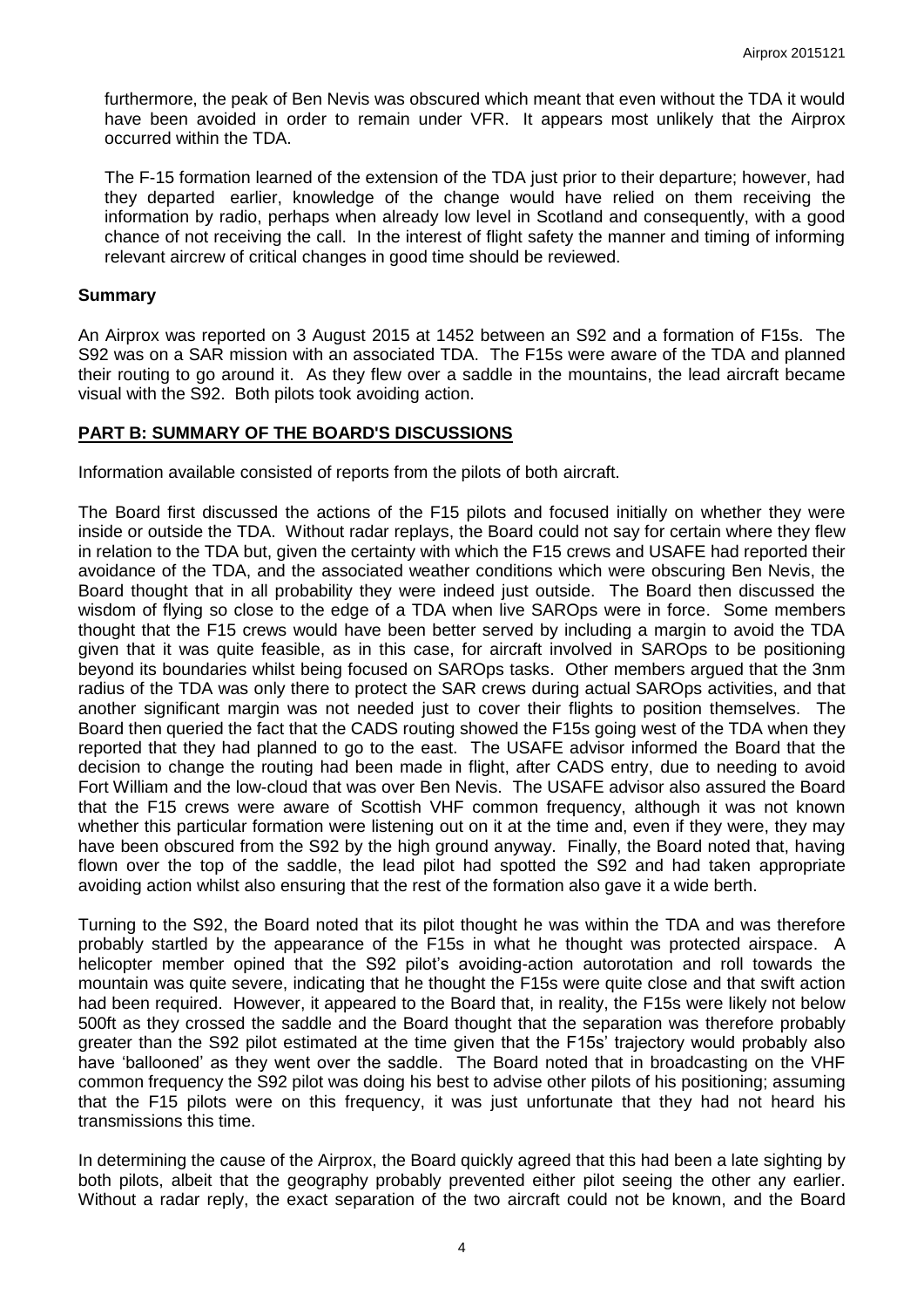furthermore, the peak of Ben Nevis was obscured which meant that even without the TDA it would have been avoided in order to remain under VFR. It appears most unlikely that the Airprox occurred within the TDA.

The F-15 formation learned of the extension of the TDA just prior to their departure; however, had they departed earlier, knowledge of the change would have relied on them receiving the information by radio, perhaps when already low level in Scotland and consequently, with a good chance of not receiving the call. In the interest of flight safety the manner and timing of informing relevant aircrew of critical changes in good time should be reviewed.

### Summary

An Airprox was reported on 3 August 2015 at 1452 between an S92 and a formation of F15s. The S92 was on a SAR mission with an associated TDA. The F15s were aware of the TDA and planned their routing to go around it. As they flew over a saddle in the mountains, the lead aircraft became visual with the S92. Both pilots took avoiding action.

## PART B: SUMMARY OF THE BOARD'S DISCUSSIONS

Information available consisted of reports from the pilots of both aircraft.

The Board first discussed the actions of the F15 pilots and focused initially on whether they were inside or outside the TDA. Without radar replays, the Board could not say for certain where they flew in relation to the TDA but, given the certainty with which the F15 crews and USAFE had reported their avoidance of the TDA, and the associated weather conditions which were obscuring Ben Nevis, the Board thought that in all probability they were indeed just outside. The Board then discussed the wisdom of flying so close to the edge of a TDA when live SAROps were in force. Some members thought that the F15 crews would have been better served by including a margin to avoid the TDA given that it was quite feasible, as in this case, for aircraft involved in SAROps to be positioning beyond its boundaries whilst being focused on SAROps tasks. Other members argued that the 3nm radius of the TDA was only there to protect the SAR crews during actual SAROps activities, and that another significant margin was not needed just to cover their flights to position themselves. The Board then queried the fact that the CADS routing showed the F15s going west of the TDA when they reported that they had planned to go to the east. The USAFE advisor informed the Board that the decision to change the routing had been made in flight, after CADS entry, due to needing to avoid Fort William and the low-cloud that was over Ben Nevis. The USAFE advisor also assured the Board that the F15 crews were aware of Scottish VHF common frequency, although it was not known whether this particular formation were listening out on it at the time and, even if they were, they may have been obscured from the S92 by the high ground anyway. Finally, the Board noted that, having flown over the top of the saddle, the lead pilot had spotted the S92 and had taken appropriate avoiding action whilst also ensuring that the rest of the formation also gave it a wide berth.

Turning to the S92, the Board noted that its pilot thought he was within the TDA and was therefore probably startled by the appearance of the F15s in what he thought was protected airspace. A helicopter member opined that the S92 pilot's avoiding-action autorotation and roll towards the mountain was quite severe, indicating that he thought the F15s were quite close and that swift action had been required. However, it appeared to the Board that, in reality, the F15s were likely not below 500ft as they crossed the saddle and the Board thought that the separation was therefore probably greater than the S92 pilot estimated at the time given that the F15s' trajectory would probably also have 'ballooned' as they went over the saddle. The Board noted that in broadcasting on the VHF common frequency the S92 pilot was doing his best to advise other pilots of his positioning; assuming that the F15 pilots were on this frequency, it was just unfortunate that they had not heard his transmissions this time.

In determining the cause of the Airprox, the Board quickly agreed that this had been a late sighting by both pilots, albeit that the geography probably prevented either pilot seeing the other any earlier. Without a radar reply, the exact separation of the two aircraft could not be known, and the Board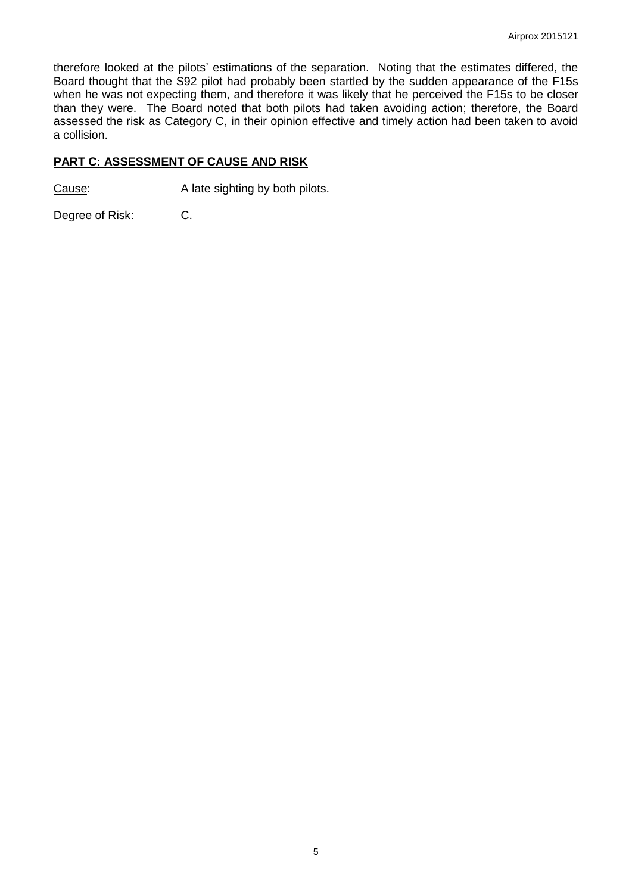therefore looked at the pilots' estimations of the separation. Noting that the estimates differed, the Board thought that the S92 pilot had probably been startled by the sudden appearance of the F15s when he was not expecting them, and therefore it was likely that he perceived the F15s to be closer than they were. The Board noted that both pilots had taken avoiding action; therefore, the Board assessed the risk as Category C, in their opinion effective and timely action had been taken to avoid a collision.

## PART C: ASSESSMENT OF CAUSE AND RISK

Cause: A late sighting by both pilots.

Degree of Risk: C.